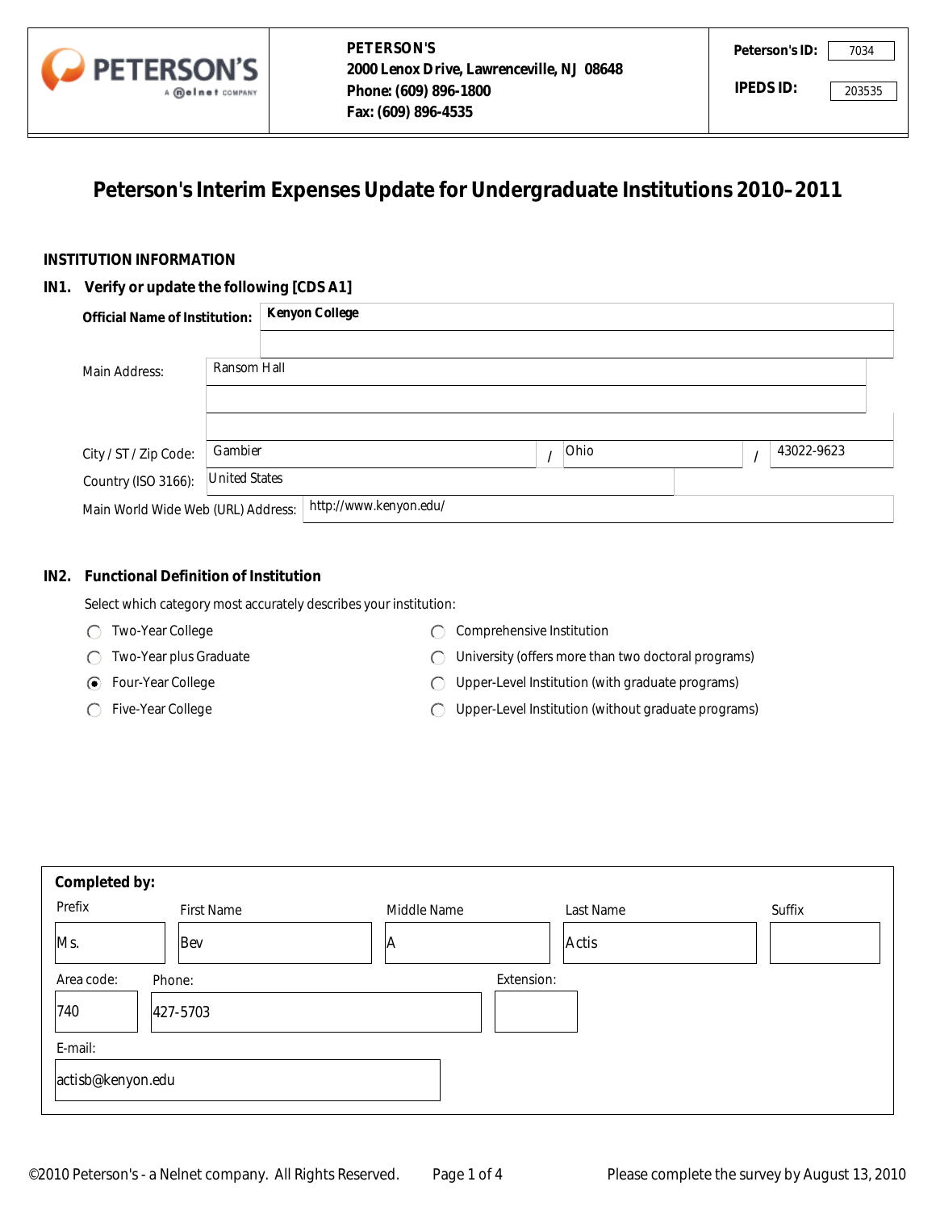PETERSON'S
2000 Lenox Drive, Lawrenceville, NJ 08648
Phone: (609) 896-1800
Fax: (609) 896-4535

**Peterson's ID:** 7034

**IPEDS ID:** 203535

# Peterson's Interim Expenses Update for Undergraduate Institutions 2010–2011

## INSTITUTION INFORMATION

### IN1. Verify or update the following [CDS A1]

**Official Name of Institution:** Kenyon College

Main Address: Ransom Hall

City / ST / Zip Code: Gambier / Ohio / 43022-9623

Country (ISO 3166): United States

Main World Wide Web (URL) Address: http://www.kenyon.edu/

### IN2. Functional Definition of Institution

Select which category most accurately describes your institution:

- ○ Two-Year College
- ○ Two-Year plus Graduate
- ◉ Four-Year College
- ○ Five-Year College
- ○ Comprehensive Institution
- ○ University (offers more than two doctoral programs)
- ○ Upper-Level Institution (with graduate programs)
- ○ Upper-Level Institution (without graduate programs)

**Completed by:**

| Prefix | First Name | Middle Name | Last Name | Suffix |
|---|---|---|---|---|
| Ms. | Bev | A | Actis | |

| Area code: | Phone: | Extension: |
|---|---|---|
| 740 | 427-5703 | |

E-mail: actisb@kenyon.edu

©2010 Peterson's - a Nelnet company. All Rights Reserved.

Please complete the survey by August 13, 2010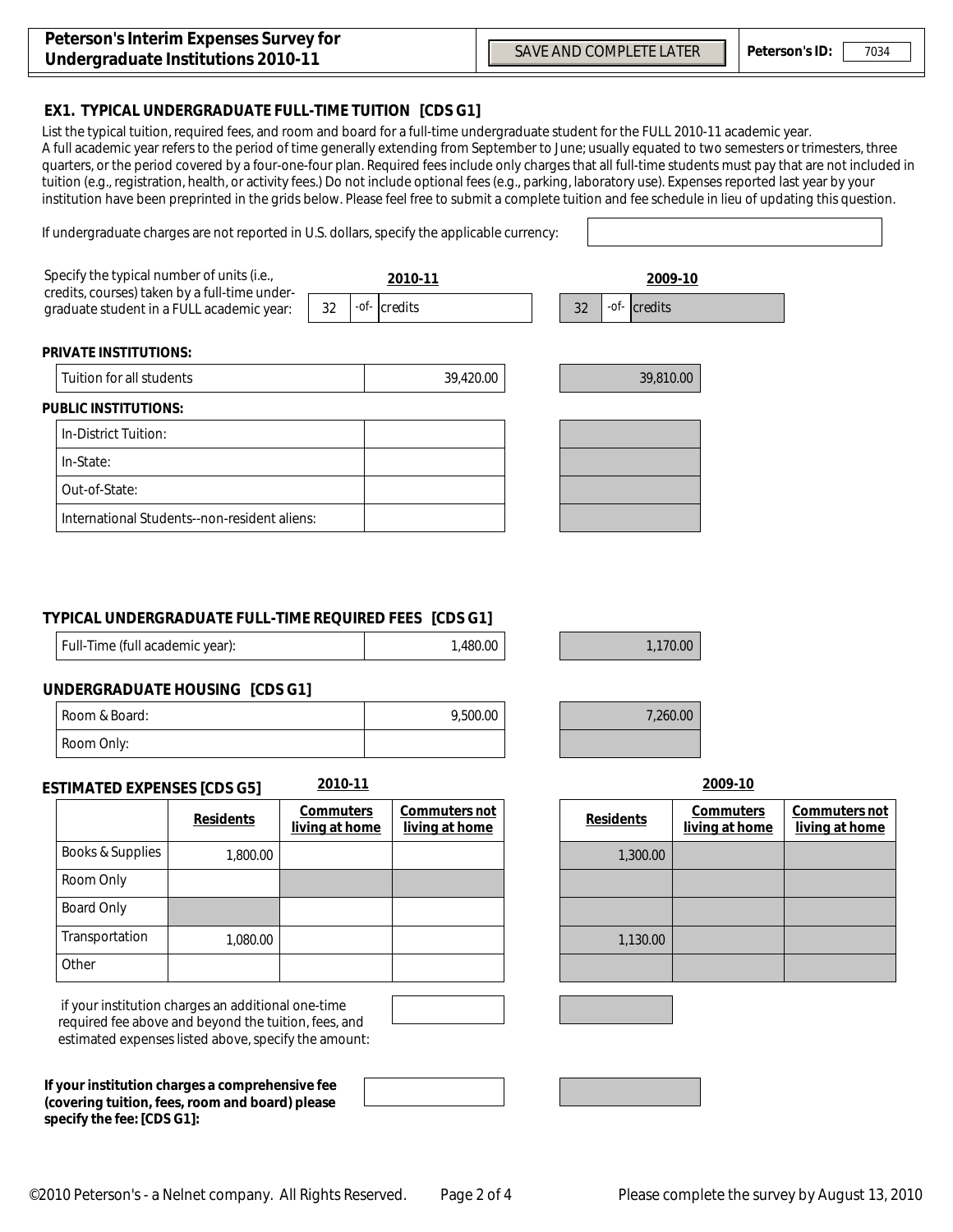Peterson's Interim Expenses Survey for Undergraduate Institutions 2010-11

SAVE AND COMPLETE LATER

Peterson's ID: 7034

## EX1. TYPICAL UNDERGRADUATE FULL-TIME TUITION [CDS G1]

List the typical tuition, required fees, and room and board for a full-time undergraduate student for the FULL 2010-11 academic year. A full academic year refers to the period of time generally extending from September to June; usually equated to two semesters or trimesters, three quarters, or the period covered by a four-one-four plan. Required fees include only charges that all full-time students must pay that are not included in tuition (e.g., registration, health, or activity fees.) Do not include optional fees (e.g., parking, laboratory use). Expenses reported last year by your institution have been preprinted in the grids below. Please feel free to submit a complete tuition and fee schedule in lieu of updating this question.

If undergraduate charges are not reported in U.S. dollars, specify the applicable currency:

| | 2010-11 | 2009-10 |
|---|---|---|
| Specify the typical number of units (i.e., credits, courses) taken by a full-time undergraduate student in a FULL academic year: | 32 -of- credits | 32 -of- credits |

**PRIVATE INSTITUTIONS:**

| | 2010-11 | 2009-10 |
|---|---|---|
| Tuition for all students | 39,420.00 | 39,810.00 |

**PUBLIC INSTITUTIONS:**

| | 2010-11 | 2009-10 |
|---|---|---|
| In-District Tuition: | | |
| In-State: | | |
| Out-of-State: | | |
| International Students--non-resident aliens: | | |

### TYPICAL UNDERGRADUATE FULL-TIME REQUIRED FEES [CDS G1]

| | 2010-11 | 2009-10 |
|---|---|---|
| Full-Time (full academic year): | 1,480.00 | 1,170.00 |

### UNDERGRADUATE HOUSING [CDS G1]

| | 2010-11 | 2009-10 |
|---|---|---|
| Room & Board: | 9,500.00 | 7,260.00 |
| Room Only: | | |

### ESTIMATED EXPENSES [CDS G5]

| | 2010-11 Residents | 2010-11 Commuters living at home | 2010-11 Commuters not living at home | 2009-10 Residents | 2009-10 Commuters living at home | 2009-10 Commuters not living at home |
|---|---|---|---|---|---|---|
| Books & Supplies | 1,800.00 | | | 1,300.00 | | |
| Room Only | | | | | | |
| Board Only | | | | | | |
| Transportation | 1,080.00 | | | 1,130.00 | | |
| Other | | | | | | |

if your institution charges an additional one-time required fee above and beyond the tuition, fees, and estimated expenses listed above, specify the amount:

**If your institution charges a comprehensive fee (covering tuition, fees, room and board) please specify the fee: [CDS G1]:**

©2010 Peterson's - a Nelnet company. All Rights Reserved.

Please complete the survey by August 13, 2010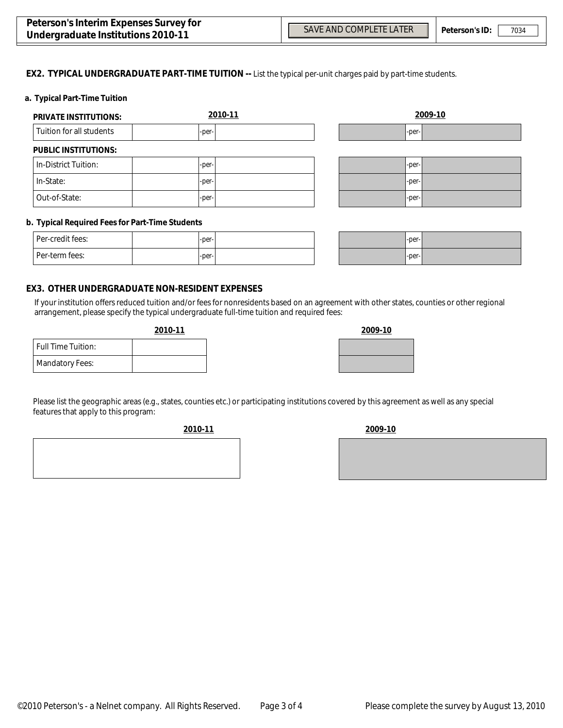Peterson's Interim Expenses Survey for Undergraduate Institutions 2010-11

SAVE AND COMPLETE LATER

Peterson's ID: 7034

## EX2. TYPICAL UNDERGRADUATE PART-TIME TUITION -- List the typical per-unit charges paid by part-time students.

### a. Typical Part-Time Tuition

| PRIVATE INSTITUTIONS: | 2010-11 | | | 2009-10 | | |
|---|---|---|---|---|---|---|
| Tuition for all students | | -per- | | | -per- | |
| **PUBLIC INSTITUTIONS:** | | | | | | |
| In-District Tuition: | | -per- | | | -per- | |
| In-State: | | -per- | | | -per- | |
| Out-of-State: | | -per- | | | -per- | |

### b. Typical Required Fees for Part-Time Students

| | 2010-11 | | | 2009-10 | | |
|---|---|---|---|---|---|---|
| Per-credit fees: | | -per- | | | -per- | |
| Per-term fees: | | -per- | | | -per- | |

## EX3. OTHER UNDERGRADUATE NON-RESIDENT EXPENSES

If your institution offers reduced tuition and/or fees for nonresidents based on an agreement with other states, counties or other regional arrangement, please specify the typical undergraduate full-time tuition and required fees:

| | 2010-11 | 2009-10 |
|---|---|---|
| Full Time Tuition: | | |
| Mandatory Fees: | | |

Please list the geographic areas (e.g., states, counties etc.) or participating institutions covered by this agreement as well as any special features that apply to this program:

| 2010-11 | 2009-10 |
|---|---|
| | |

©2010 Peterson's - a Nelnet company. All Rights Reserved.

Please complete the survey by August 13, 2010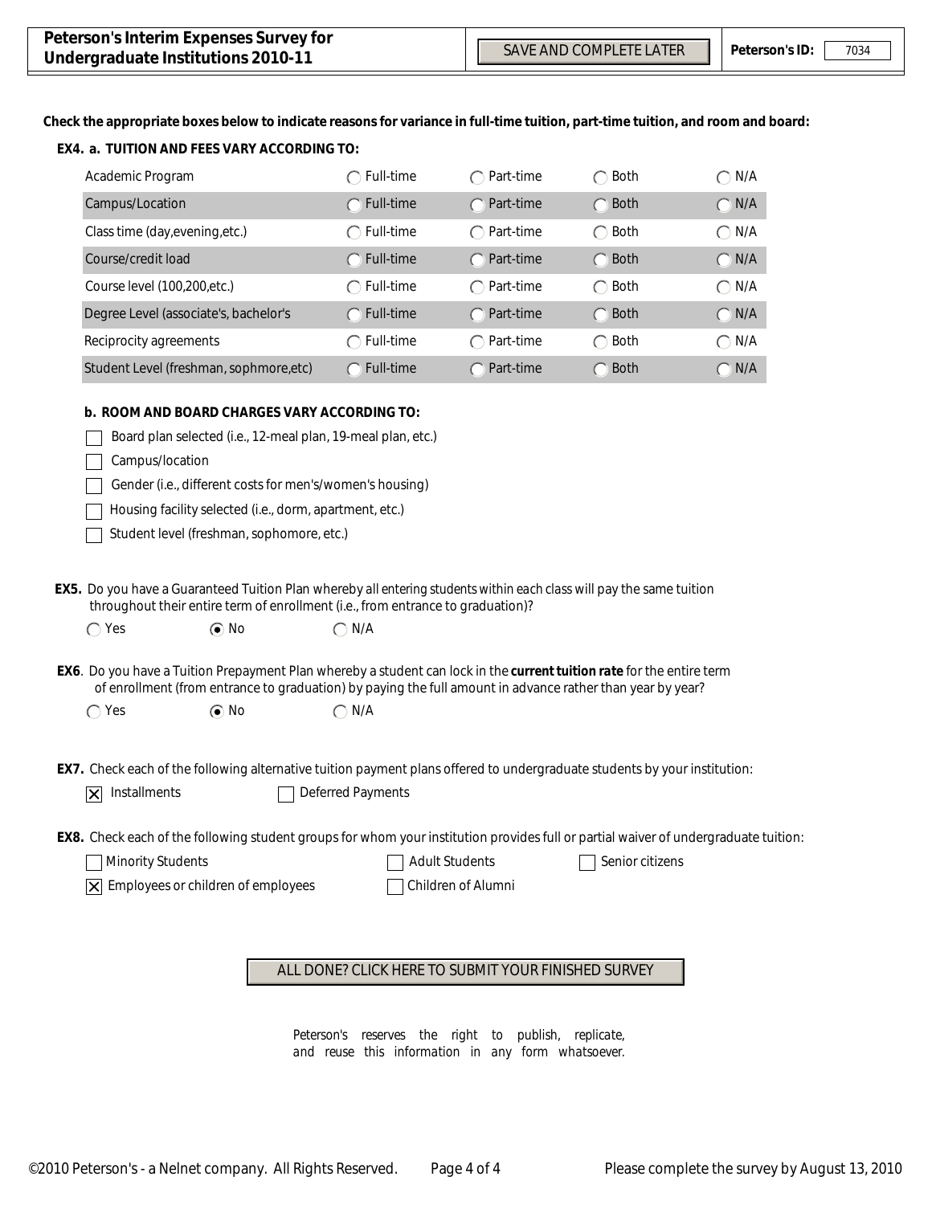**Peterson's Interim Expenses Survey for Undergraduate Institutions 2010-11**

SAVE AND COMPLETE LATER

**Peterson's ID:** 7034

**Check the appropriate boxes below to indicate reasons for variance in full-time tuition, part-time tuition, and room and board:**

**EX4. a. TUITION AND FEES VARY ACCORDING TO:**

| | | | | |
|---|---|---|---|---|
| Academic Program | ○ Full-time | ○ Part-time | ○ Both | ○ N/A |
| Campus/Location | ○ Full-time | ○ Part-time | ○ Both | ○ N/A |
| Class time (day,evening,etc.) | ○ Full-time | ○ Part-time | ○ Both | ○ N/A |
| Course/credit load | ○ Full-time | ○ Part-time | ○ Both | ○ N/A |
| Course level (100,200,etc.) | ○ Full-time | ○ Part-time | ○ Both | ○ N/A |
| Degree Level (associate's, bachelor's | ○ Full-time | ○ Part-time | ○ Both | ○ N/A |
| Reciprocity agreements | ○ Full-time | ○ Part-time | ○ Both | ○ N/A |
| Student Level (freshman, sophmore,etc) | ○ Full-time | ○ Part-time | ○ Both | ○ N/A |

**b. ROOM AND BOARD CHARGES VARY ACCORDING TO:**

- ☐ Board plan selected (i.e., 12-meal plan, 19-meal plan, etc.)
- ☐ Campus/location
- ☐ Gender (i.e., different costs for men's/women's housing)
- ☐ Housing facility selected (i.e., dorm, apartment, etc.)
- ☐ Student level (freshman, sophomore, etc.)

**EX5.** Do you have a Guaranteed Tuition Plan whereby all entering students within each class will pay the same tuition throughout their entire term of enrollment (i.e., from entrance to graduation)?

○ Yes ◉ No ○ N/A

**EX6**. Do you have a Tuition Prepayment Plan whereby a student can lock in the **current tuition rate** for the entire term of enrollment (from entrance to graduation) by paying the full amount in advance rather than year by year?

○ Yes ◉ No ○ N/A

**EX7.** Check each of the following alternative tuition payment plans offered to undergraduate students by your institution:

☒ Installments ☐ Deferred Payments

**EX8.** Check each of the following student groups for whom your institution provides full or partial waiver of undergraduate tuition:

☐ Minority Students ☐ Adult Students ☐ Senior citizens

☒ Employees or children of employees ☐ Children of Alumni

ALL DONE? CLICK HERE TO SUBMIT YOUR FINISHED SURVEY

*Peterson's reserves the right to publish, replicate, and reuse this information in any form whatsoever.*

©2010 Peterson's - a Nelnet company. All Rights Reserved. Please complete the survey by August 13, 2010